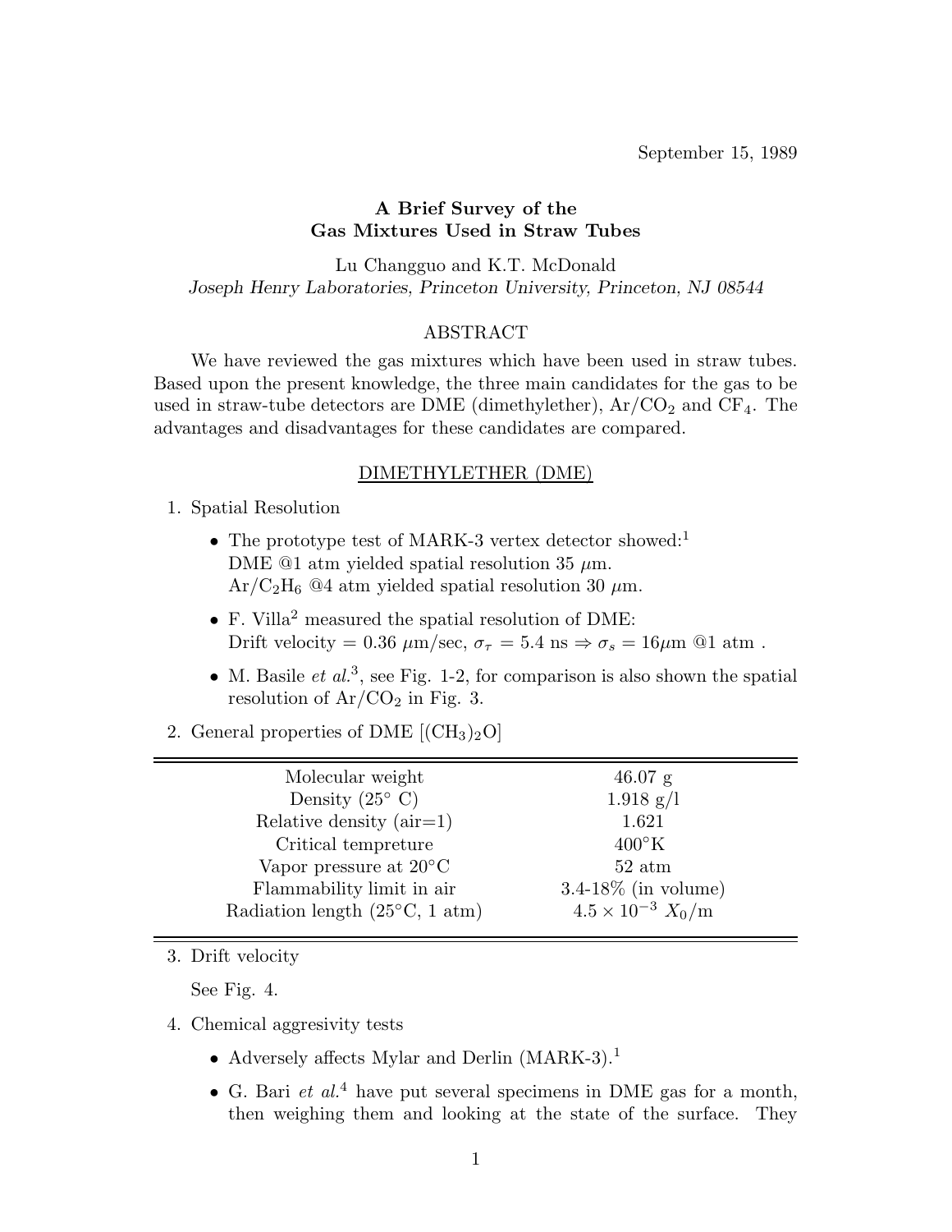September 15, 1989

# A Brief Survey of the Gas Mixtures Used in Straw Tubes

Lu Changguo and K.T. McDonald

*Joseph Henry Laboratories, Princeton University, Princeton, NJ 08544*

## ABSTRACT

We have reviewed the gas mixtures which have been used in straw tubes. Based upon the present knowledge, the three main candidates for the gas to be used in straw-tube detectors are DME (dimethylether), $Ar/CO_2$ and $CF_4$. The advantages and disadvantages for these candidates are compared.

## DIMETHYLETHER (DME)

1. Spatial Resolution

   - The prototype test of MARK-3 vertex detector showed:[1]
     DME @1 atm yielded spatial resolution 35 $\mu$m.
     $Ar/C_2H_6$ @4 atm yielded spatial resolution 30 $\mu$m.
   - F. Villa[2] measured the spatial resolution of DME:
     Drift velocity = 0.36 $\mu$m/sec, $\sigma_\tau = 5.4$ ns $\Rightarrow \sigma_s = 16\mu$m @1 atm .
   - M. Basile *et al.*[3], see Fig. 1-2, for comparison is also shown the spatial resolution of $Ar/CO_2$ in Fig. 3.

2. General properties of DME $[(CH_3)_2O]$

| | |
|---|---|
| Molecular weight | 46.07 g |
| Density (25° C) | 1.918 g/l |
| Relative density (air=1) | 1.621 |
| Critical tempreture | 400°K |
| Vapor pressure at 20°C | 52 atm |
| Flammability limit in air | 3.4-18% (in volume) |
| Radiation length (25°C, 1 atm) | $4.5 \times 10^{-3}$ $X_0$/m |

3. Drift velocity

   See Fig. 4.

4. Chemical aggresivity tests

   - Adversely affects Mylar and Derlin (MARK-3).[1]
   - G. Bari *et al.*[4] have put several specimens in DME gas for a month, then weighing them and looking at the state of the surface. They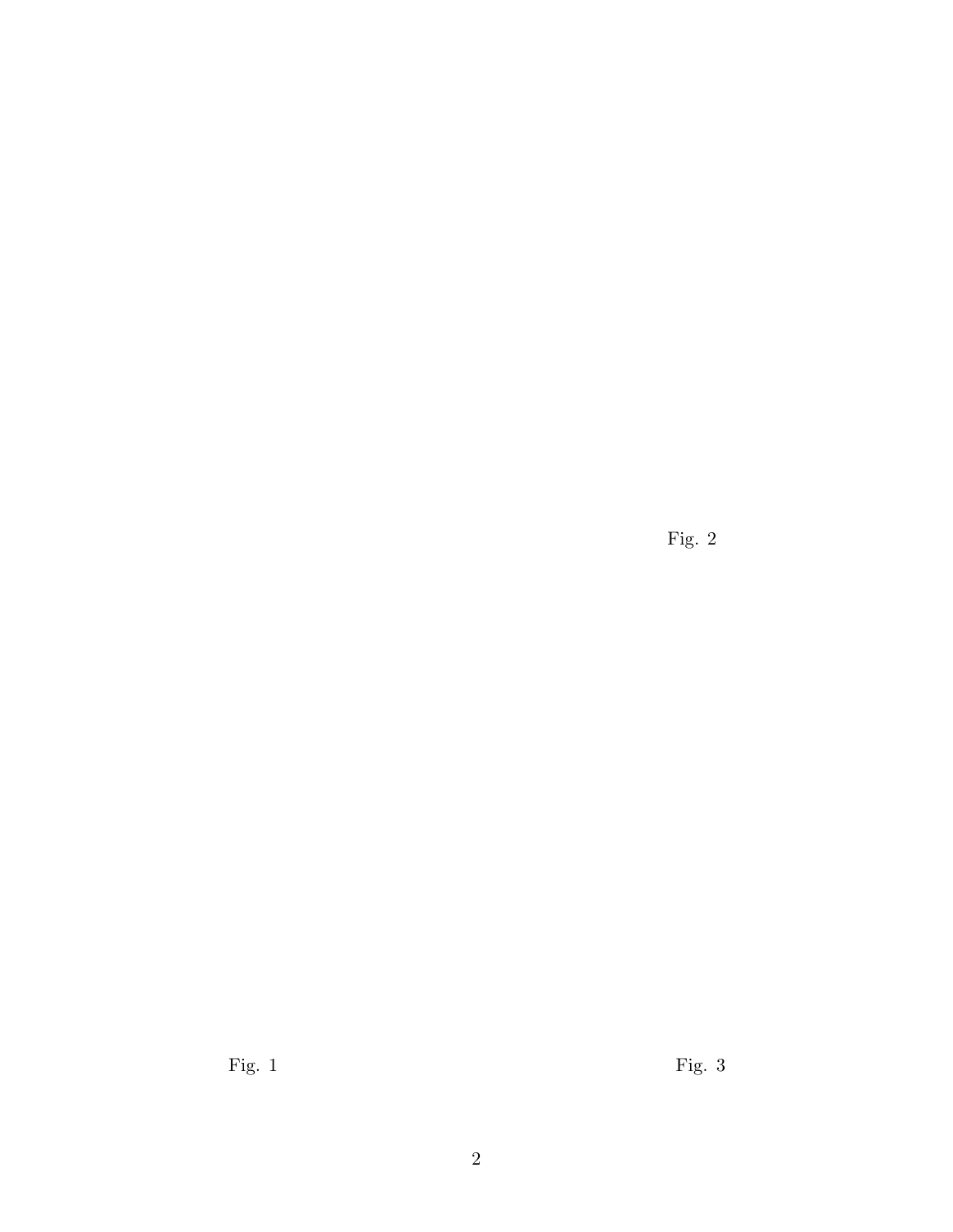Fig. 2

Fig. 1

Fig. 3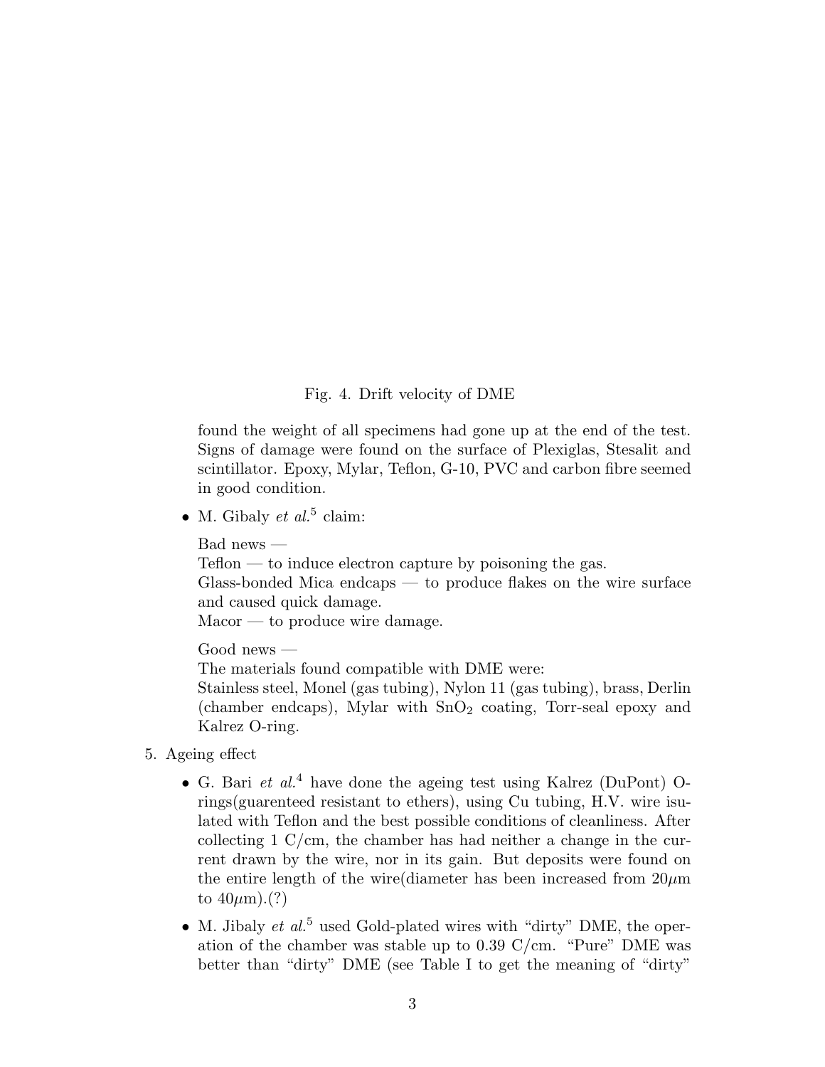Fig. 4. Drift velocity of DME

found the weight of all specimens had gone up at the end of the test. Signs of damage were found on the surface of Plexiglas, Stesalit and scintillator. Epoxy, Mylar, Teflon, G-10, PVC and carbon fibre seemed in good condition.

- M. Gibaly *et al.*[5] claim:

  Bad news —
  Teflon — to induce electron capture by poisoning the gas.
  Glass-bonded Mica endcaps — to produce flakes on the wire surface and caused quick damage.
  Macor — to produce wire damage.

  Good news —
  The materials found compatible with DME were:
  Stainless steel, Monel (gas tubing), Nylon 11 (gas tubing), brass, Derlin (chamber endcaps), Mylar with $SnO_2$ coating, Torr-seal epoxy and Kalrez O-ring.

5. Ageing effect

   - G. Bari *et al.*[4] have done the ageing test using Kalrez (DuPont) O-rings(guarenteed resistant to ethers), using Cu tubing, H.V. wire isulated with Teflon and the best possible conditions of cleanliness. After collecting 1 C/cm, the chamber has had neither a change in the current drawn by the wire, nor in its gain. But deposits were found on the entire length of the wire(diameter has been increased from 20$\mu$m to 40$\mu$m).(?)

   - M. Jibaly *et al.*[5] used Gold-plated wires with "dirty" DME, the operation of the chamber was stable up to 0.39 C/cm. "Pure" DME was better than "dirty" DME (see Table I to get the meaning of "dirty"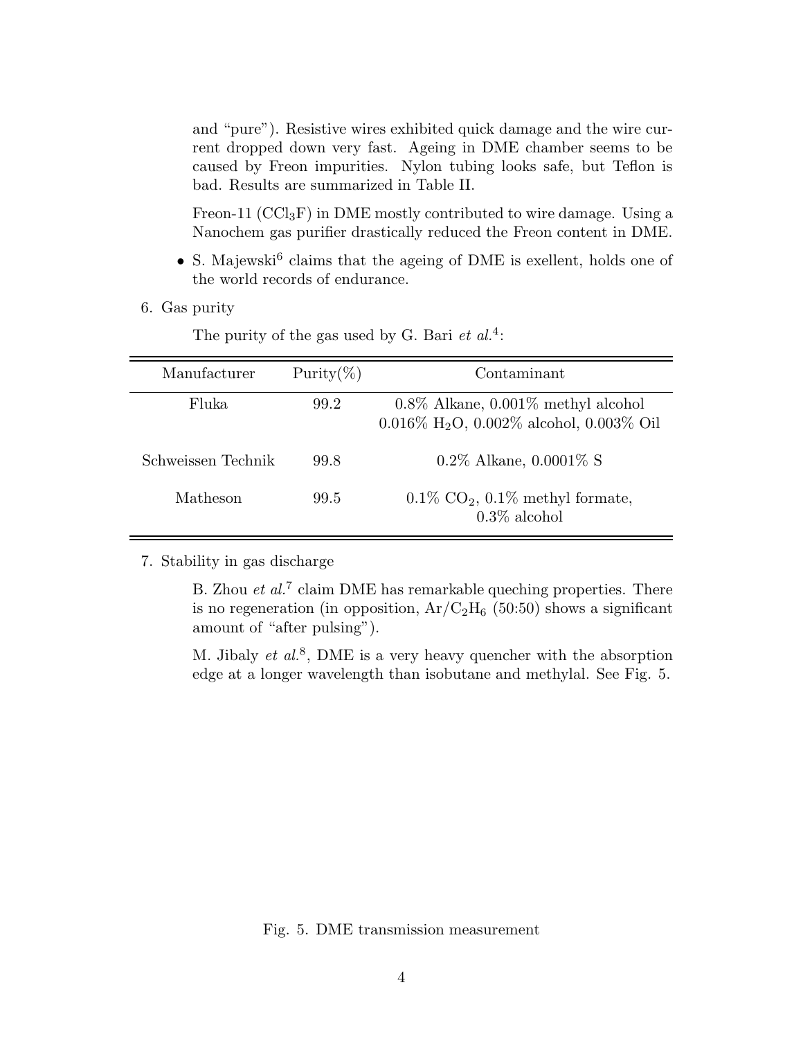and "pure"). Resistive wires exhibited quick damage and the wire current dropped down very fast. Ageing in DME chamber seems to be caused by Freon impurities. Nylon tubing looks safe, but Teflon is bad. Results are summarized in Table II.

Freon-11 ($CCl_3F$) in DME mostly contributed to wire damage. Using a Nanochem gas purifier drastically reduced the Freon content in DME.

- S. Majewski[6] claims that the ageing of DME is exellent, holds one of the world records of endurance.

6. Gas purity

The purity of the gas used by G. Bari *et al.*[4]:

| Manufacturer | Purity(%) | Contaminant |
|---|---|---|
| Fluka | 99.2 | 0.8% Alkane, 0.001% methyl alcohol 0.016% $H_2O$, 0.002% alcohol, 0.003% Oil |
| Schweissen Technik | 99.8 | 0.2% Alkane, 0.0001% S |
| Matheson | 99.5 | 0.1% $CO_2$, 0.1% methyl formate, 0.3% alcohol |

7. Stability in gas discharge

B. Zhou *et al.*[7] claim DME has remarkable queching properties. There is no regeneration (in opposition, $Ar/C_2H_6$ (50:50) shows a significant amount of "after pulsing").

M. Jibaly *et al.*[8], DME is a very heavy quencher with the absorption edge at a longer wavelength than isobutane and methylal. See Fig. 5.

Fig. 5. DME transmission measurement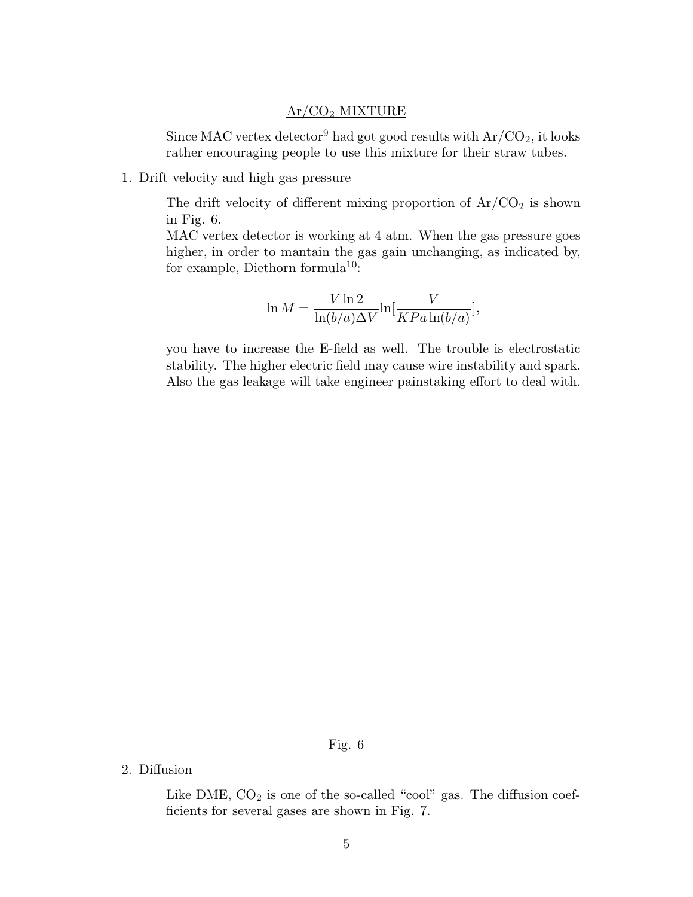## $Ar/CO_2$ MIXTURE

Since MAC vertex detector[9] had got good results with $Ar/CO_2$, it looks rather encouraging people to use this mixture for their straw tubes.

1. Drift velocity and high gas pressure

   The drift velocity of different mixing proportion of $Ar/CO_2$ is shown in Fig. 6.
   MAC vertex detector is working at 4 atm. When the gas pressure goes higher, in order to mantain the gas gain unchanging, as indicated by, for example, Diethorn formula[10]:

$$\ln M = \frac{V \ln 2}{\ln(b/a)\Delta V} \ln\left[\frac{V}{KPa\ln(b/a)}\right],$$

   you have to increase the E-field as well. The trouble is electrostatic stability. The higher electric field may cause wire instability and spark. Also the gas leakage will take engineer painstaking effort to deal with.

Fig. 6

2. Diffusion

   Like DME, $CO_2$ is one of the so-called "cool" gas. The diffusion coefficients for several gases are shown in Fig. 7.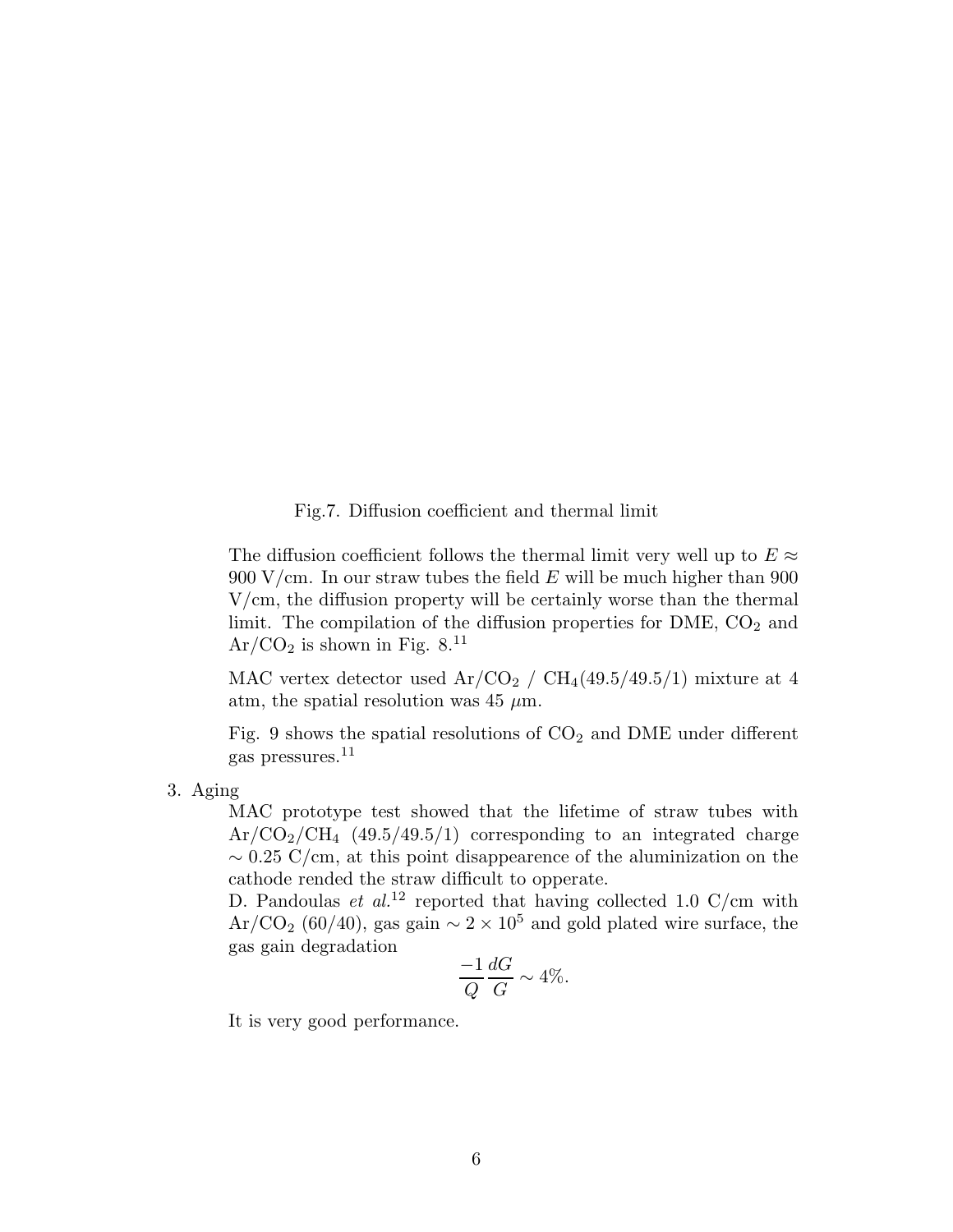Fig.7. Diffusion coefficient and thermal limit

The diffusion coefficient follows the thermal limit very well up to $E \approx$ 900 V/cm. In our straw tubes the field $E$ will be much higher than 900 V/cm, the diffusion property will be certainly worse than the thermal limit. The compilation of the diffusion properties for DME, $CO_2$ and $Ar/CO_2$ is shown in Fig. 8.[11]

MAC vertex detector used $Ar/CO_2$ / $CH_4$(49.5/49.5/1) mixture at 4 atm, the spatial resolution was 45 $\mu$m.

Fig. 9 shows the spatial resolutions of $CO_2$ and DME under different gas pressures.[11]

3. Aging

   MAC prototype test showed that the lifetime of straw tubes with $Ar/CO_2/CH_4$ (49.5/49.5/1) corresponding to an integrated charge $\sim 0.25$ C/cm, at this point disappearence of the aluminization on the cathode rended the straw difficult to opperate.
   D. Pandoulas *et al.*[12] reported that having collected 1.0 C/cm with $Ar/CO_2$ (60/40), gas gain $\sim 2 \times 10^5$ and gold plated wire surface, the gas gain degradation

$$\frac{-1}{Q}\frac{dG}{G} \sim 4\%.$$

   It is very good performance.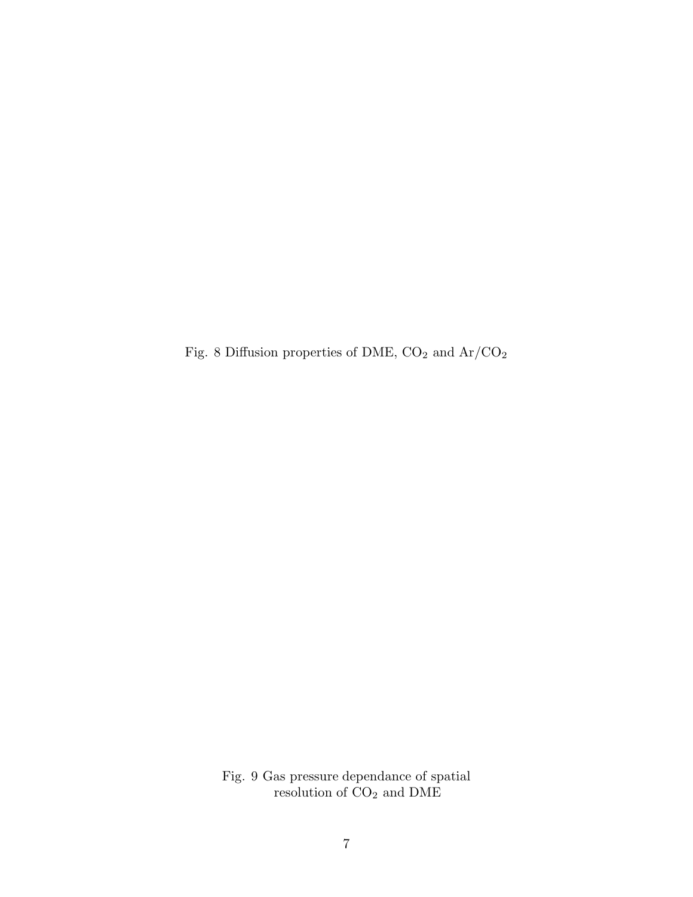Fig. 8 Diffusion properties of DME, $CO_2$ and $Ar/CO_2$

Fig. 9 Gas pressure dependance of spatial resolution of $CO_2$ and DME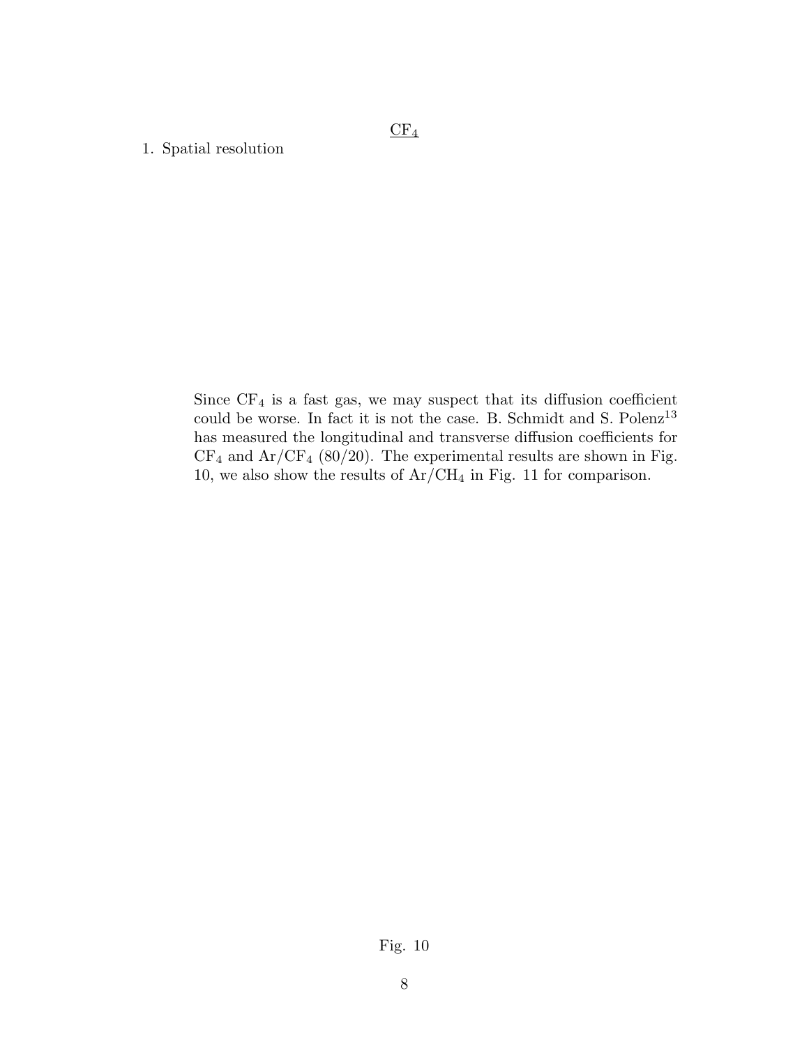CF$_4$

1. Spatial resolution

Since $CF_4$ is a fast gas, we may suspect that its diffusion coefficient could be worse. In fact it is not the case. B. Schmidt and S. Polenz[13] has measured the longitudinal and transverse diffusion coefficients for $CF_4$ and $Ar/CF_4$ (80/20). The experimental results are shown in Fig. 10, we also show the results of $Ar/CH_4$ in Fig. 11 for comparison.

Fig. 10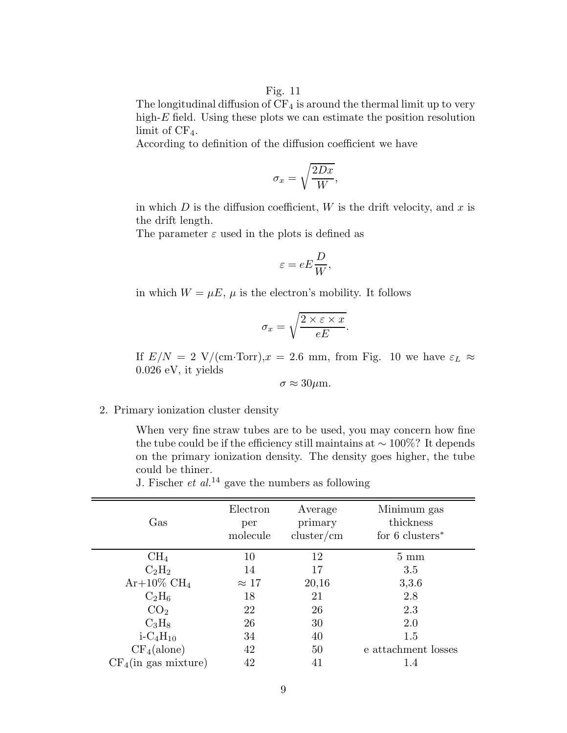Fig. 11

The longitudinal diffusion of $CF_4$ is around the thermal limit up to very high-$E$ field. Using these plots we can estimate the position resolution limit of $CF_4$.

According to definition of the diffusion coefficient we have

$$\sigma_x = \sqrt{\frac{2Dx}{W}},$$

in which $D$ is the diffusion coefficient, $W$ is the drift velocity, and $x$ is the drift length.

The parameter $\varepsilon$ used in the plots is defined as

$$\varepsilon = eE\frac{D}{W},$$

in which $W = \mu E$, $\mu$ is the electron's mobility. It follows

$$\sigma_x = \sqrt{\frac{2 \times \varepsilon \times x}{eE}}.$$

If $E/N = 2$ V/(cm·Torr),$x = 2.6$ mm, from Fig. 10 we have $\varepsilon_L \approx 0.026$ eV, it yields

$$\sigma \approx 30\mu\text{m}.$$

2. Primary ionization cluster density

When very fine straw tubes are to be used, you may concern how fine the tube could be if the efficiency still maintains at $\sim 100\%$? It depends on the primary ionization density. The density goes higher, the tube could be thiner.

J. Fischer *et al.*[14] gave the numbers as following

| Gas | Electron per molecule | Average primary cluster/cm | Minimum gas thickness for 6 clusters* |
|---|---|---|---|
| $CH_4$ | 10 | 12 | 5 mm |
| $C_2H_2$ | 14 | 17 | 3.5 |
| Ar+10% $CH_4$ | $\approx 17$ | 20,16 | 3,3.6 |
| $C_2H_6$ | 18 | 21 | 2.8 |
| $CO_2$ | 22 | 26 | 2.3 |
| $C_3H_8$ | 26 | 30 | 2.0 |
| i-$C_4H_{10}$ | 34 | 40 | 1.5 |
| $CF_4$(alone) | 42 | 50 | e attachment losses |
| $CF_4$(in gas mixture) | 42 | 41 | 1.4 |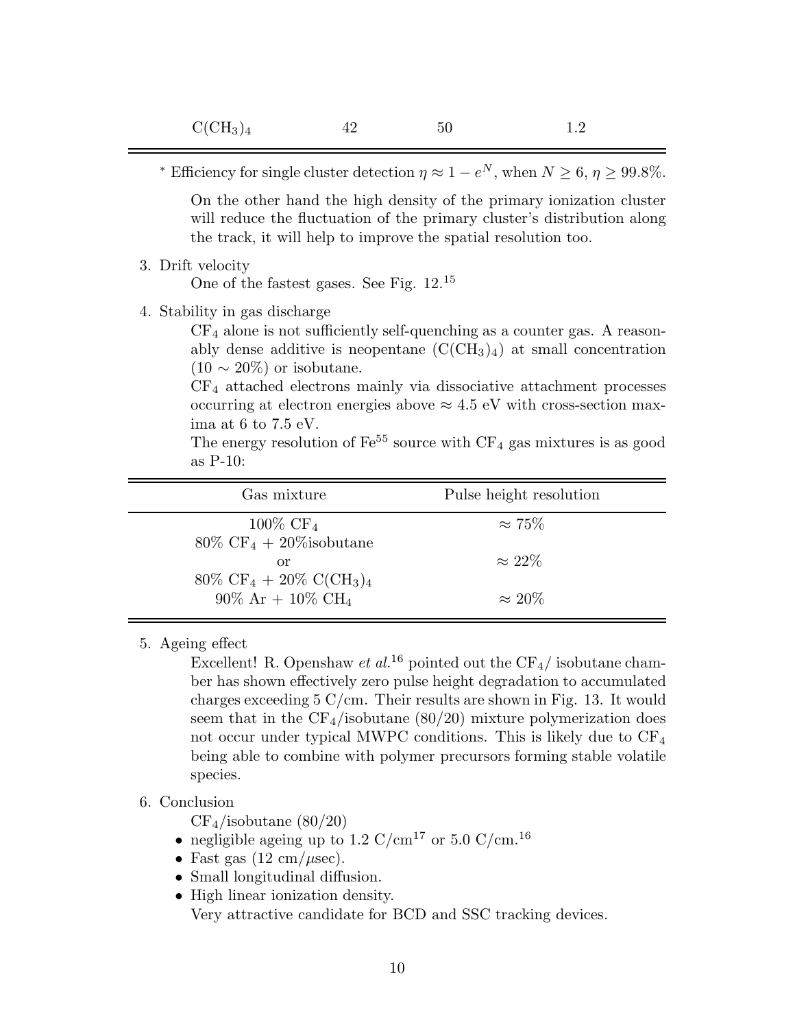| $C(CH_3)_4$ | 42 | 50 | 1.2 |
|---|---|---|---|

* Efficiency for single cluster detection $\eta \approx 1 - e^N$, when $N \geq 6$, $\eta \geq 99.8\%$.

On the other hand the high density of the primary ionization cluster will reduce the fluctuation of the primary cluster's distribution along the track, it will help to improve the spatial resolution too.

3. Drift velocity

   One of the fastest gases. See Fig. 12.[15]

4. Stability in gas discharge

   $CF_4$ alone is not sufficiently self-quenching as a counter gas. A reasonably dense additive is neopentane ($C(CH_3)_4$) at small concentration ($10 \sim 20\%$) or isobutane.

   $CF_4$ attached electrons mainly via dissociative attachment processes occurring at electron energies above $\approx 4.5$ eV with cross-section maxima at 6 to 7.5 eV.

   The energy resolution of $Fe^{55}$ source with $CF_4$ gas mixtures is as good as P-10:

| Gas mixture | Pulse height resolution |
|---|---|
| 100% $CF_4$ | $\approx 75\%$ |
| 80% $CF_4$ + 20%isobutane or 80% $CF_4$ + 20% $C(CH_3)_4$ | $\approx 22\%$ |
| 90% Ar + 10% $CH_4$ | $\approx 20\%$ |

5. Ageing effect

   Excellent! R. Openshaw *et al.*[16] pointed out the $CF_4$/ isobutane chamber has shown effectively zero pulse height degradation to accumulated charges exceeding 5 C/cm. Their results are shown in Fig. 13. It would seem that in the $CF_4$/isobutane (80/20) mixture polymerization does not occur under typical MWPC conditions. This is likely due to $CF_4$ being able to combine with polymer precursors forming stable volatile species.

6. Conclusion

   $CF_4$/isobutane (80/20)

   - negligible ageing up to 1.2 C/cm[17] or 5.0 C/cm.[16]
   - Fast gas (12 cm/$\mu$sec).
   - Small longitudinal diffusion.
   - High linear ionization density.

   Very attractive candidate for BCD and SSC tracking devices.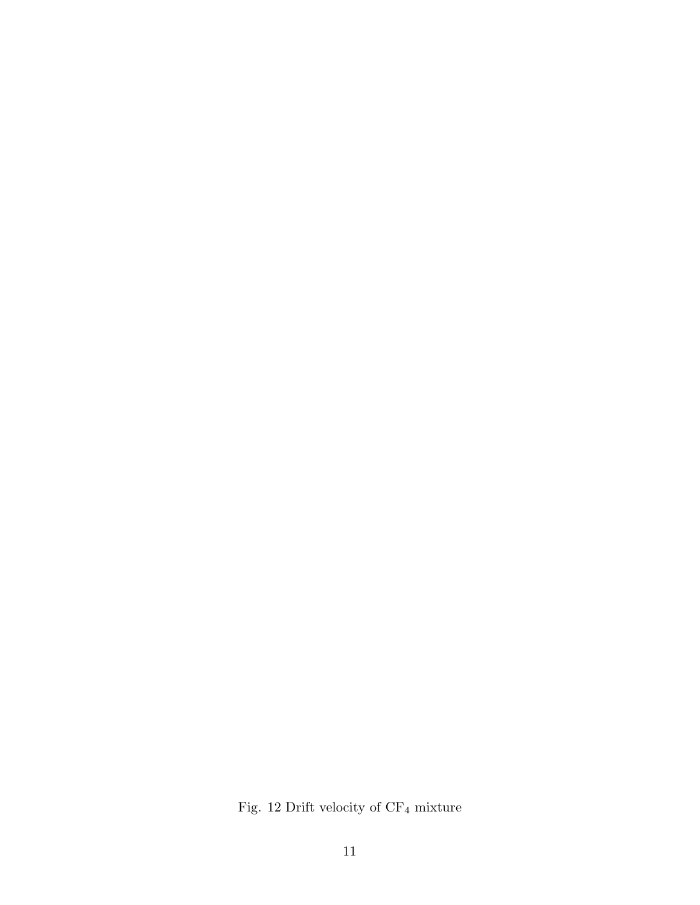Fig. 12 Drift velocity of $CF_4$ mixture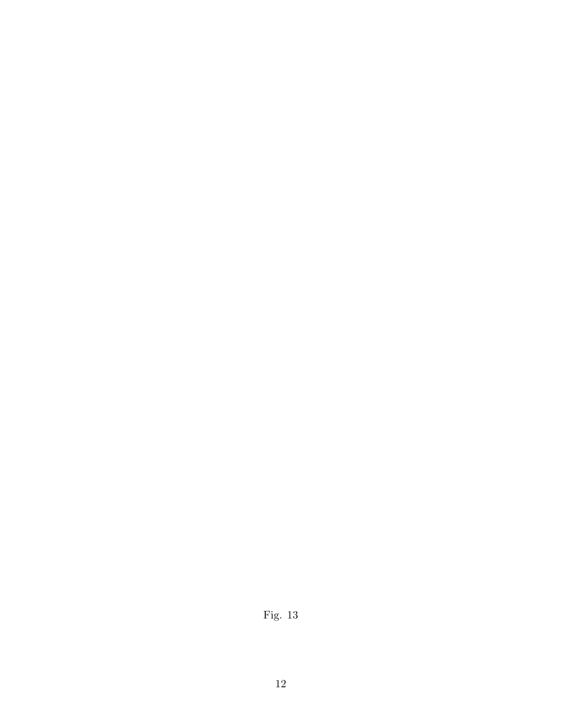Fig. 13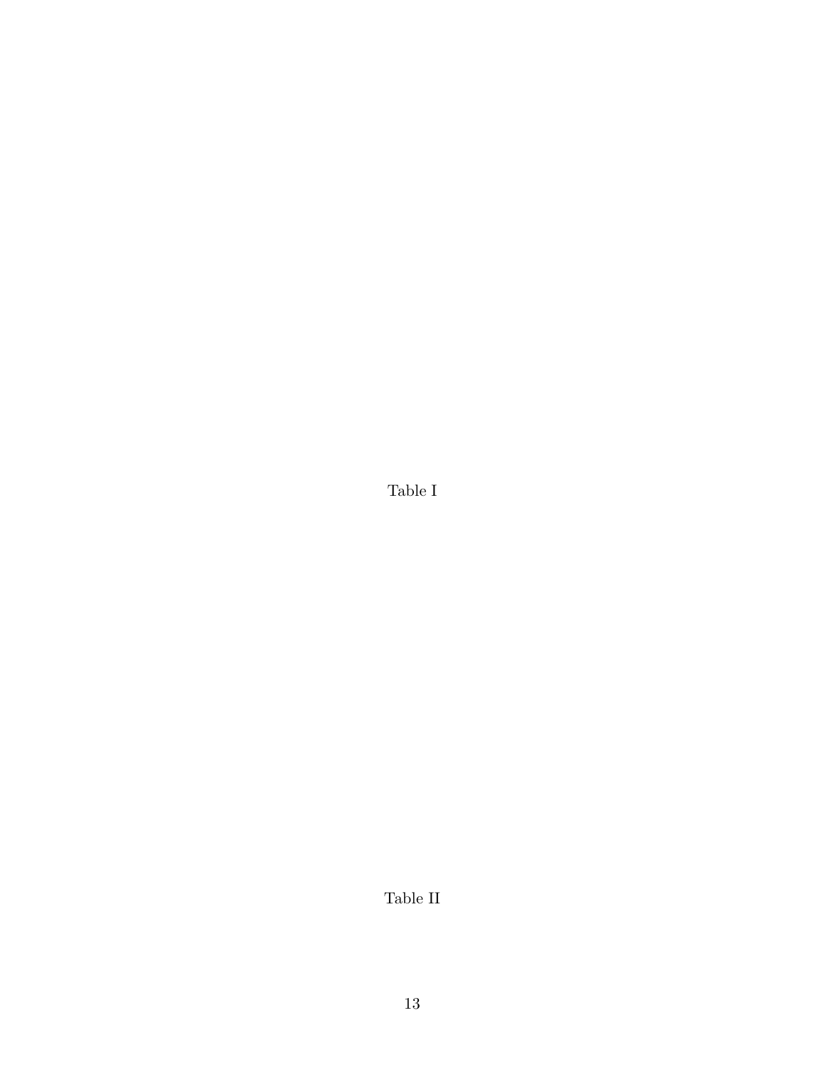Table I

Table II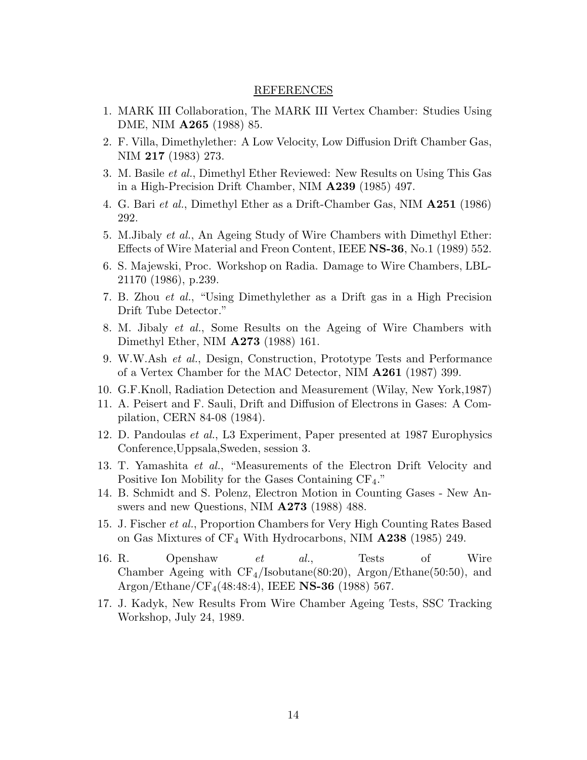## REFERENCES

1. MARK III Collaboration, The MARK III Vertex Chamber: Studies Using DME, NIM **A265** (1988) 85.
2. F. Villa, Dimethylether: A Low Velocity, Low Diffusion Drift Chamber Gas, NIM **217** (1983) 273.
3. M. Basile *et al.*, Dimethyl Ether Reviewed: New Results on Using This Gas in a High-Precision Drift Chamber, NIM **A239** (1985) 497.
4. G. Bari *et al.*, Dimethyl Ether as a Drift-Chamber Gas, NIM **A251** (1986) 292.
5. M.Jibaly *et al.*, An Ageing Study of Wire Chambers with Dimethyl Ether: Effects of Wire Material and Freon Content, IEEE **NS-36**, No.1 (1989) 552.
6. S. Majewski, Proc. Workshop on Radia. Damage to Wire Chambers, LBL-21170 (1986), p.239.
7. B. Zhou *et al.*, "Using Dimethylether as a Drift gas in a High Precision Drift Tube Detector."
8. M. Jibaly *et al.*, Some Results on the Ageing of Wire Chambers with Dimethyl Ether, NIM **A273** (1988) 161.
9. W.W.Ash *et al.*, Design, Construction, Prototype Tests and Performance of a Vertex Chamber for the MAC Detector, NIM **A261** (1987) 399.
10. G.F.Knoll, Radiation Detection and Measurement (Wilay, New York,1987)
11. A. Peisert and F. Sauli, Drift and Diffusion of Electrons in Gases: A Compilation, CERN 84-08 (1984).
12. D. Pandoulas *et al.*, L3 Experiment, Paper presented at 1987 Europhysics Conference,Uppsala,Sweden, session 3.
13. T. Yamashita *et al.*, "Measurements of the Electron Drift Velocity and Positive Ion Mobility for the Gases Containing $CF_4$."
14. B. Schmidt and S. Polenz, Electron Motion in Counting Gases - New Answers and new Questions, NIM **A273** (1988) 488.
15. J. Fischer *et al.*, Proportion Chambers for Very High Counting Rates Based on Gas Mixtures of $CF_4$ With Hydrocarbons, NIM **A238** (1985) 249.
16. R. Openshaw *et al.*, Tests of Wire Chamber Ageing with $CF_4$/Isobutane(80:20), Argon/Ethane(50:50), and Argon/Ethane/$CF_4$(48:48:4), IEEE **NS-36** (1988) 567.
17. J. Kadyk, New Results From Wire Chamber Ageing Tests, SSC Tracking Workshop, July 24, 1989.